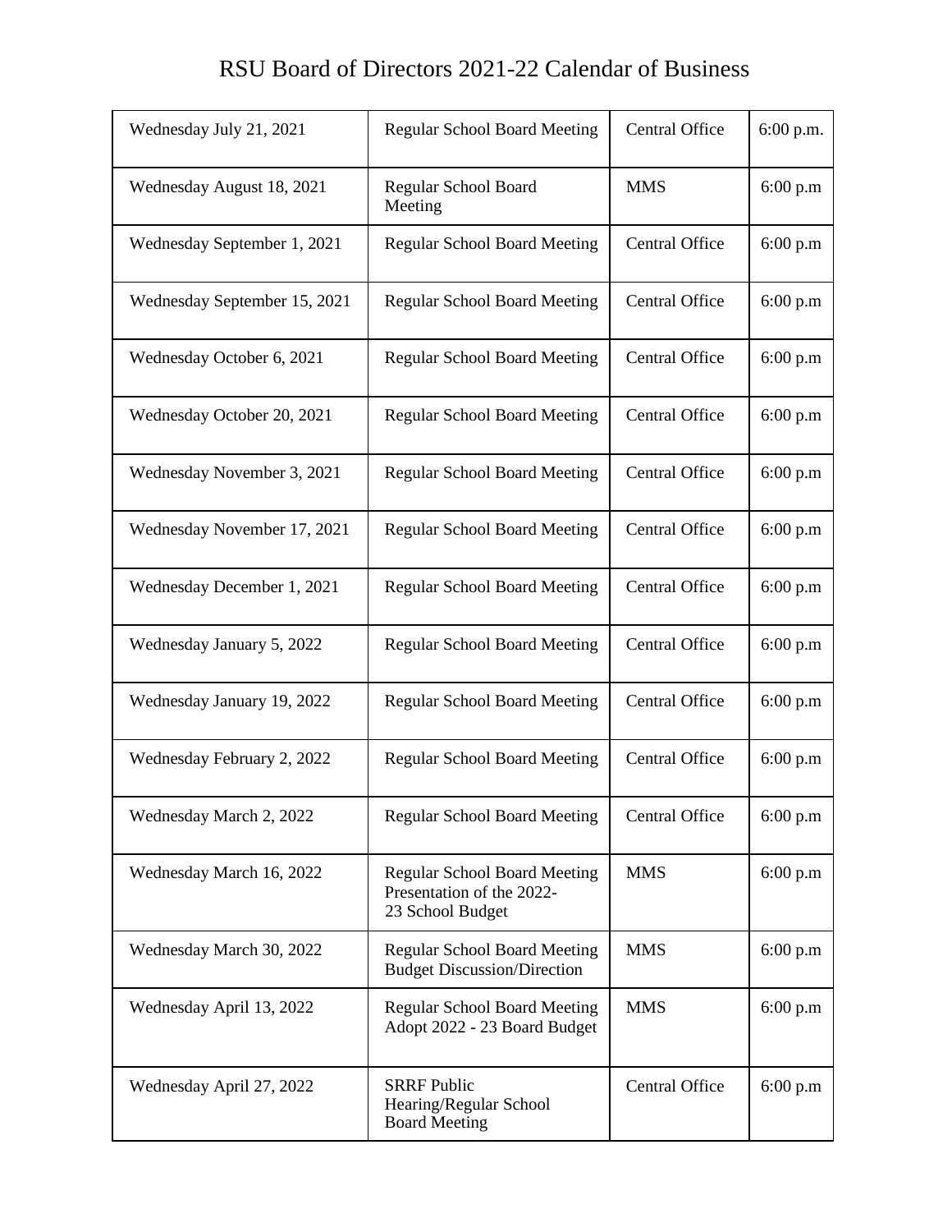# RSU Board of Directors 2021-22 Calendar of Business

| | | | |
|---|---|---|---|
| Wednesday July 21, 2021 | Regular School Board Meeting | Central Office | 6:00 p.m. |
| Wednesday August 18, 2021 | Regular School Board Meeting | MMS | 6:00 p.m |
| Wednesday September 1, 2021 | Regular School Board Meeting | Central Office | 6:00 p.m |
| Wednesday September 15, 2021 | Regular School Board Meeting | Central Office | 6:00 p.m |
| Wednesday October 6, 2021 | Regular School Board Meeting | Central Office | 6:00 p.m |
| Wednesday October 20, 2021 | Regular School Board Meeting | Central Office | 6:00 p.m |
| Wednesday November 3, 2021 | Regular School Board Meeting | Central Office | 6:00 p.m |
| Wednesday November 17, 2021 | Regular School Board Meeting | Central Office | 6:00 p.m |
| Wednesday December 1, 2021 | Regular School Board Meeting | Central Office | 6:00 p.m |
| Wednesday January 5, 2022 | Regular School Board Meeting | Central Office | 6:00 p.m |
| Wednesday January 19, 2022 | Regular School Board Meeting | Central Office | 6:00 p.m |
| Wednesday February 2, 2022 | Regular School Board Meeting | Central Office | 6:00 p.m |
| Wednesday March 2, 2022 | Regular School Board Meeting | Central Office | 6:00 p.m |
| Wednesday March 16, 2022 | Regular School Board Meeting Presentation of the 2022-23 School Budget | MMS | 6:00 p.m |
| Wednesday March 30, 2022 | Regular School Board Meeting Budget Discussion/Direction | MMS | 6:00 p.m |
| Wednesday April 13, 2022 | Regular School Board Meeting Adopt 2022 - 23 Board Budget | MMS | 6:00 p.m |
| Wednesday April 27, 2022 | SRRF Public Hearing/Regular School Board Meeting | Central Office | 6:00 p.m |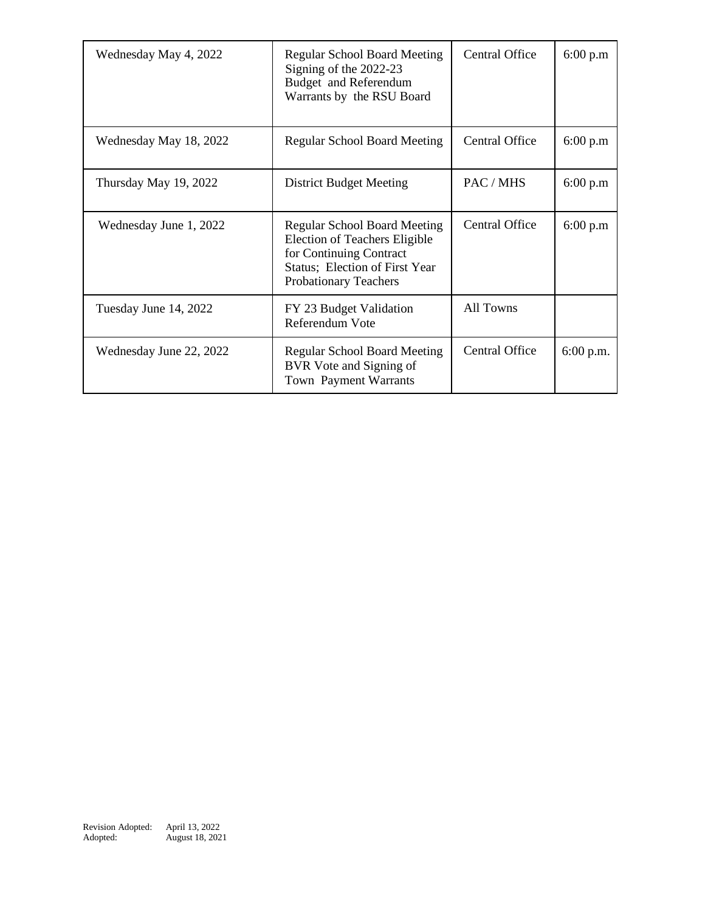| | | | |
|---|---|---|---|
| Wednesday May 4, 2022 | Regular School Board Meeting Signing of the 2022-23 Budget and Referendum Warrants by the RSU Board | Central Office | 6:00 p.m |
| Wednesday May 18, 2022 | Regular School Board Meeting | Central Office | 6:00 p.m |
| Thursday May 19, 2022 | District Budget Meeting | PAC / MHS | 6:00 p.m |
| Wednesday June 1, 2022 | Regular School Board Meeting Election of Teachers Eligible for Continuing Contract Status; Election of First Year Probationary Teachers | Central Office | 6:00 p.m |
| Tuesday June 14, 2022 | FY 23 Budget Validation Referendum Vote | All Towns | |
| Wednesday June 22, 2022 | Regular School Board Meeting BVR Vote and Signing of Town Payment Warrants | Central Office | 6:00 p.m. |

Revision Adopted: April 13, 2022
Adopted: August 18, 2021